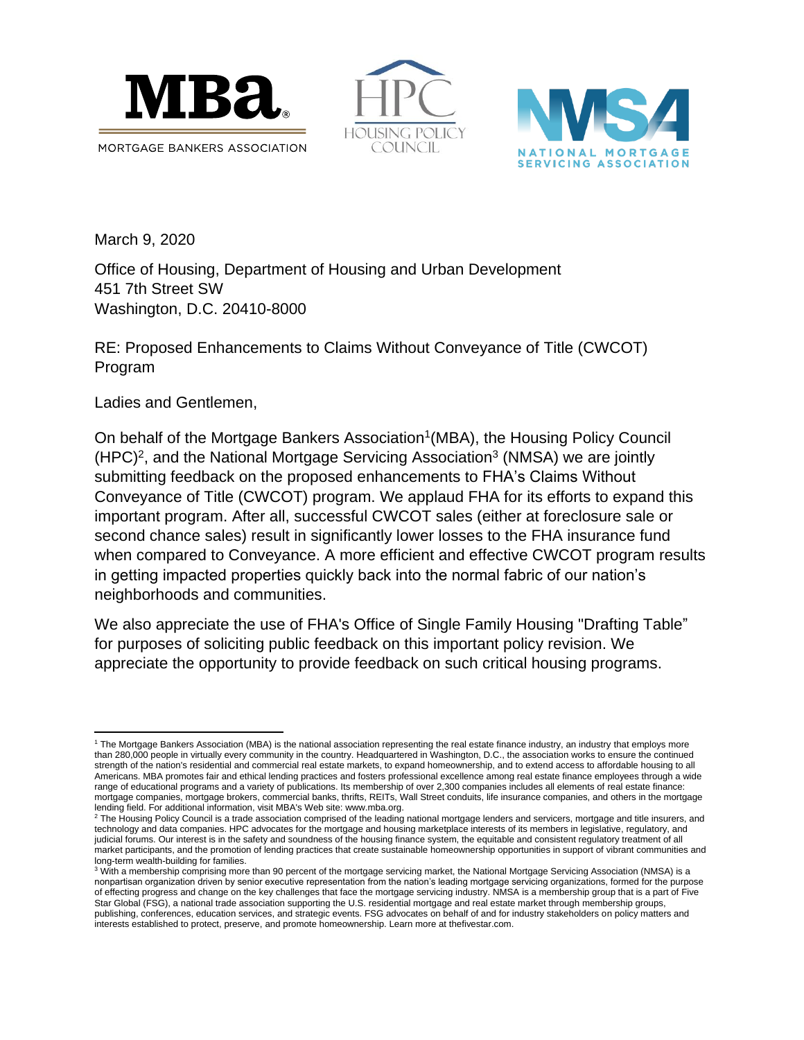MBA
MORTGAGE BANKERS ASSOCIATION

HPC
HOUSING POLICY COUNCIL

NMSA
NATIONAL MORTGAGE SERVICING ASSOCIATION

March 9, 2020

Office of Housing, Department of Housing and Urban Development
451 7th Street SW
Washington, D.C. 20410-8000

RE: Proposed Enhancements to Claims Without Conveyance of Title (CWCOT) Program

Ladies and Gentlemen,

On behalf of the Mortgage Bankers Association[1](MBA), the Housing Policy Council (HPC)[2], and the National Mortgage Servicing Association[3] (NMSA) we are jointly submitting feedback on the proposed enhancements to FHA's Claims Without Conveyance of Title (CWCOT) program. We applaud FHA for its efforts to expand this important program. After all, successful CWCOT sales (either at foreclosure sale or second chance sales) result in significantly lower losses to the FHA insurance fund when compared to Conveyance. A more efficient and effective CWCOT program results in getting impacted properties quickly back into the normal fabric of our nation's neighborhoods and communities.

We also appreciate the use of FHA's Office of Single Family Housing "Drafting Table" for purposes of soliciting public feedback on this important policy revision. We appreciate the opportunity to provide feedback on such critical housing programs.

---

[1] The Mortgage Bankers Association (MBA) is the national association representing the real estate finance industry, an industry that employs more than 280,000 people in virtually every community in the country. Headquartered in Washington, D.C., the association works to ensure the continued strength of the nation's residential and commercial real estate markets, to expand homeownership, and to extend access to affordable housing to all Americans. MBA promotes fair and ethical lending practices and fosters professional excellence among real estate finance employees through a wide range of educational programs and a variety of publications. Its membership of over 2,300 companies includes all elements of real estate finance: mortgage companies, mortgage brokers, commercial banks, thrifts, REITs, Wall Street conduits, life insurance companies, and others in the mortgage lending field. For additional information, visit MBA's Web site: www.mba.org.

[2] The Housing Policy Council is a trade association comprised of the leading national mortgage lenders and servicers, mortgage and title insurers, and technology and data companies. HPC advocates for the mortgage and housing marketplace interests of its members in legislative, regulatory, and judicial forums. Our interest is in the safety and soundness of the housing finance system, the equitable and consistent regulatory treatment of all market participants, and the promotion of lending practices that create sustainable homeownership opportunities in support of vibrant communities and long-term wealth-building for families.

[3] With a membership comprising more than 90 percent of the mortgage servicing market, the National Mortgage Servicing Association (NMSA) is a nonpartisan organization driven by senior executive representation from the nation's leading mortgage servicing organizations, formed for the purpose of effecting progress and change on the key challenges that face the mortgage servicing industry. NMSA is a membership group that is a part of Five Star Global (FSG), a national trade association supporting the U.S. residential mortgage and real estate market through membership groups, publishing, conferences, education services, and strategic events. FSG advocates on behalf of and for industry stakeholders on policy matters and interests established to protect, preserve, and promote homeownership. Learn more at thefivestar.com.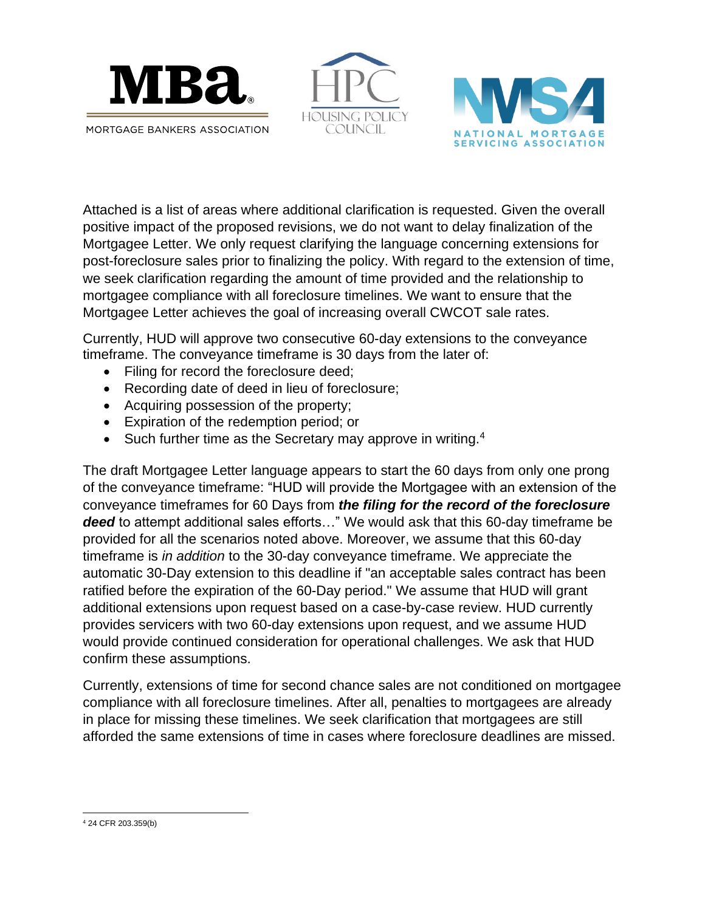MBa MORTGAGE BANKERS ASSOCIATION

HPC HOUSING POLICY COUNCIL

NMSA NATIONAL MORTGAGE SERVICING ASSOCIATION

Attached is a list of areas where additional clarification is requested. Given the overall positive impact of the proposed revisions, we do not want to delay finalization of the Mortgagee Letter. We only request clarifying the language concerning extensions for post-foreclosure sales prior to finalizing the policy. With regard to the extension of time, we seek clarification regarding the amount of time provided and the relationship to mortgagee compliance with all foreclosure timelines. We want to ensure that the Mortgagee Letter achieves the goal of increasing overall CWCOT sale rates.

Currently, HUD will approve two consecutive 60-day extensions to the conveyance timeframe. The conveyance timeframe is 30 days from the later of:

- Filing for record the foreclosure deed;
- Recording date of deed in lieu of foreclosure;
- Acquiring possession of the property;
- Expiration of the redemption period; or
- Such further time as the Secretary may approve in writing.[4]

The draft Mortgagee Letter language appears to start the 60 days from only one prong of the conveyance timeframe: "HUD will provide the Mortgagee with an extension of the conveyance timeframes for 60 Days from ***the filing for the record of the foreclosure deed*** to attempt additional sales efforts…" We would ask that this 60-day timeframe be provided for all the scenarios noted above. Moreover, we assume that this 60-day timeframe is *in addition* to the 30-day conveyance timeframe. We appreciate the automatic 30-Day extension to this deadline if "an acceptable sales contract has been ratified before the expiration of the 60-Day period." We assume that HUD will grant additional extensions upon request based on a case-by-case review. HUD currently provides servicers with two 60-day extensions upon request, and we assume HUD would provide continued consideration for operational challenges. We ask that HUD confirm these assumptions.

Currently, extensions of time for second chance sales are not conditioned on mortgagee compliance with all foreclosure timelines. After all, penalties to mortgagees are already in place for missing these timelines. We seek clarification that mortgagees are still afforded the same extensions of time in cases where foreclosure deadlines are missed.

---

[4] 24 CFR 203.359(b)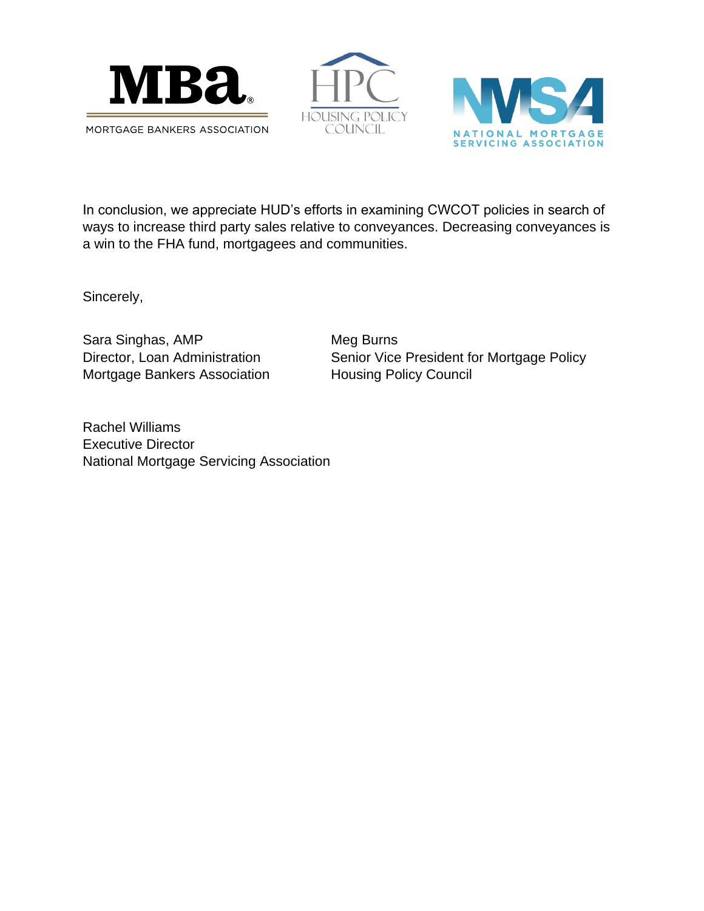In conclusion, we appreciate HUD's efforts in examining CWCOT policies in search of ways to increase third party sales relative to conveyances. Decreasing conveyances is a win to the FHA fund, mortgagees and communities.

Sincerely,

Sara Singhas, AMP
Director, Loan Administration
Mortgage Bankers Association

Meg Burns
Senior Vice President for Mortgage Policy
Housing Policy Council

Rachel Williams
Executive Director
National Mortgage Servicing Association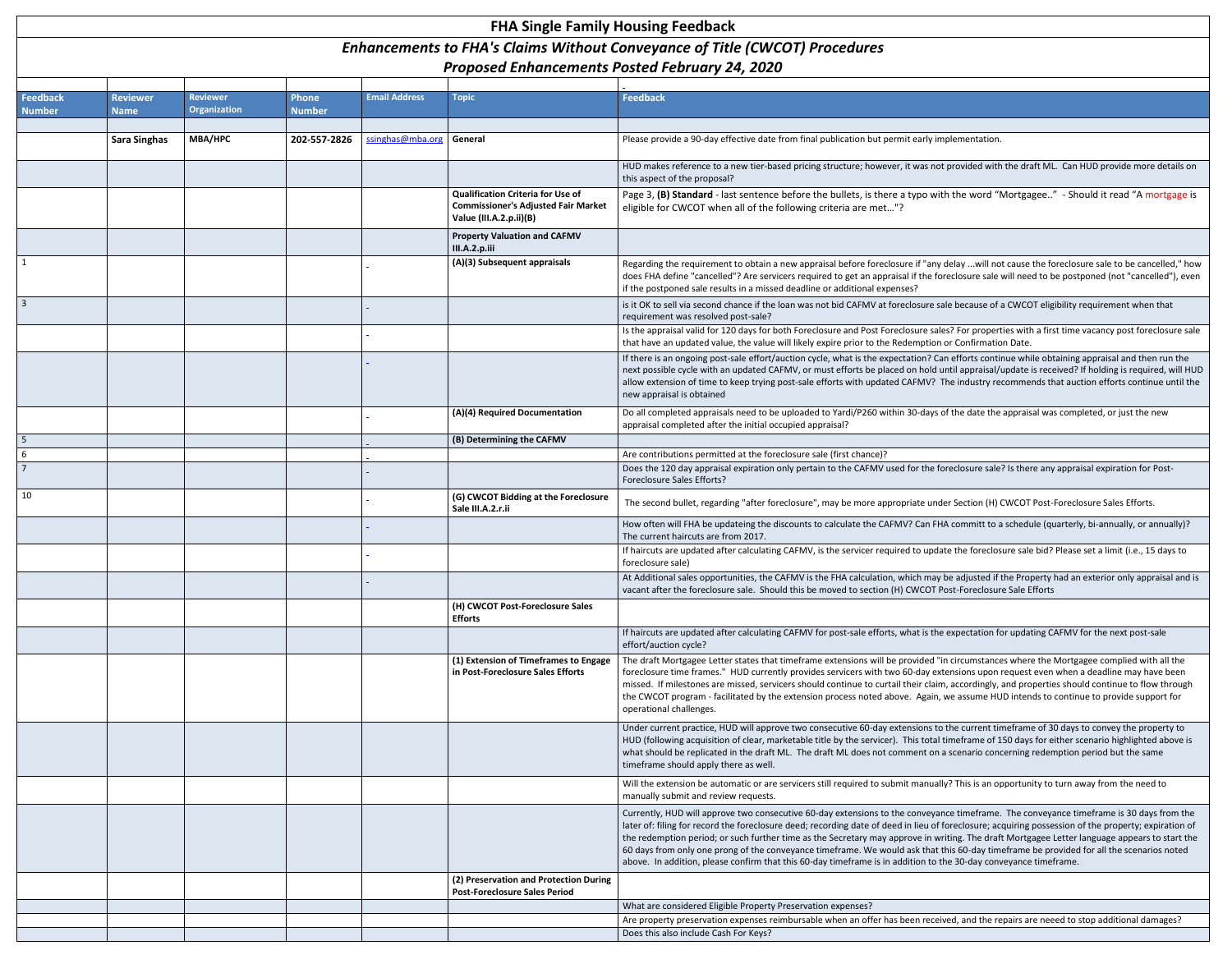# FHA Single Family Housing Feedback

## *Enhancements to FHA's Claims Without Conveyance of Title (CWCOT) Procedures*

## *Proposed Enhancements Posted February 24, 2020*

| Feedback Number | Reviewer Name | Reviewer Organization | Phone Number | Email Address | Topic | Feedback |
|---|---|---|---|---|---|---|
| | | | | | | |
| | **Sara Singhas** | **MBA/HPC** | **202-557-2826** | ssinghas@mba.org | **General** | Please provide a 90-day effective date from final publication but permit early implementation. |
| | | | | | | HUD makes reference to a new tier-based pricing structure; however, it was not provided with the draft ML. Can HUD provide more details on this aspect of the proposal? |
| | | | | | **Qualification Criteria for Use of Commissioner's Adjusted Fair Market Value (III.A.2.p.ii)(B)** | Page 3, **(B) Standard** - last sentence before the bullets, is there a typo with the word "Mortgagee.." - Should it read "A mortgage is eligible for CWCOT when all of the following criteria are met…"? |
| | | | | | **Property Valuation and CAFMV III.A.2.p.iii** | |
| 1 | | | | - | **(A)(3) Subsequent appraisals** | Regarding the requirement to obtain a new appraisal before foreclosure if "any delay …will not cause the foreclosure sale to be cancelled," how does FHA define "cancelled"? Are servicers required to get an appraisal if the foreclosure sale will need to be postponed (not "cancelled"), even if the postponed sale results in a missed deadline or additional expenses? |
| 3 | | | | - | | is it OK to sell via second chance if the loan was not bid CAFMV at foreclosure sale because of a CWCOT eligibility requirement when that requirement was resolved post-sale? |
| | | | | - | | Is the appraisal valid for 120 days for both Foreclosure and Post Foreclosure sales? For properties with a first time vacancy post foreclosure sale that have an updated value, the value will likely expire prior to the Redemption or Confirmation Date. |
| | | | | - | | If there is an ongoing post-sale effort/auction cycle, what is the expectation? Can efforts continue while obtaining appraisal and then run the next possible cycle with an updated CAFMV, or must efforts be placed on hold until appraisal/update is received? If holding is required, will HUD allow extension of time to keep trying post-sale efforts with updated CAFMV? The industry recommends that auction efforts continue until the new appraisal is obtained |
| | | | | - | **(A)(4) Required Documentation** | Do all completed appraisals need to be uploaded to Yardi/P260 within 30-days of the date the appraisal was completed, or just the new appraisal completed after the initial occupied appraisal? |
| 5 | | | | - | **(B) Determining the CAFMV** | |
| 6 | | | | - | | Are contributions permitted at the foreclosure sale (first chance)? |
| 7 | | | | - | | Does the 120 day appraisal expiration only pertain to the CAFMV used for the foreclosure sale? Is there any appraisal expiration for Post-Foreclosure Sales Efforts? |
| 10 | | | | - | **(G) CWCOT Bidding at the Foreclosure Sale III.A.2.r.ii** | The second bullet, regarding "after foreclosure", may be more appropriate under Section (H) CWCOT Post-Foreclosure Sales Efforts. |
| | | | | - | | How often will FHA be updateing the discounts to calculate the CAFMV? Can FHA commit to a schedule (quarterly, bi-annually, or annually)? The current haircuts are from 2017. |
| | | | | - | | If haircuts are updated after calculating CAFMV, is the servicer required to update the foreclosure sale bid? Please set a limit (i.e., 15 days to foreclosure sale) |
| | | | | - | | At Additional sales opportunities, the CAFMV is the FHA calculation, which may be adjusted if the Property had an exterior only appraisal and is vacant after the foreclosure sale. Should this be moved to section (H) CWCOT Post-Foreclosure Sale Efforts |
| | | | | | **(H) CWCOT Post-Foreclosure Sales Efforts** | |
| | | | | | | If haircuts are updated after calculating CAFMV for post-sale efforts, what is the expectation for updating CAFMV for the next post-sale effort/auction cycle? |
| | | | | | **(1) Extension of Timeframes to Engage in Post-Foreclosure Sales Efforts** | The draft Mortgagee Letter states that timeframe extensions will be provided "in circumstances where the Mortgagee complied with all the foreclosure time frames." HUD currently provides servicers with two 60-day extensions upon request even when a deadline may have been missed. If milestones are missed, servicers should continue to curtail their claim, accordingly, and properties should continue to flow through the CWCOT program - facilitated by the extension process noted above. Again, we assume HUD intends to continue to provide support for operational challenges. |
| | | | | | | Under current practice, HUD will approve two consecutive 60-day extensions to the current timeframe of 30 days to convey the property to HUD (following acquisition of clear, marketable title by the servicer). This total timeframe of 150 days for either scenario highlighted above is what should be replicated in the draft ML. The draft ML does not comment on a scenario concerning redemption period but the same timeframe should apply there as well. |
| | | | | | | Will the extension be automatic or are servicers still required to submit manually? This is an opportunity to turn away from the need to manually submit and review requests. |
| | | | | | | Currently, HUD will approve two consecutive 60-day extensions to the conveyance timeframe. The conveyance timeframe is 30 days from the later of: filing for record the foreclosure deed; recording date of deed in lieu of foreclosure; acquiring possession of the property; expiration of the redemption period; or such further time as the Secretary may approve in writing. The draft Mortgagee Letter language appears to start the 60 days from only one prong of the conveyance timeframe. We would ask that this 60-day timeframe be provided for all the scenarios noted above. In addition, please confirm that this 60-day timeframe is in addition to the 30-day conveyance timeframe. |
| | | | | | **(2) Preservation and Protection During Post-Foreclosure Sales Period** | |
| | | | | | | What are considered Eligible Property Preservation expenses? |
| | | | | | | Are property preservation expenses reimbursable when an offer has been received, and the repairs are nee‍d to stop additional damages? |
| | | | | | | Does this also include Cash For Keys? |